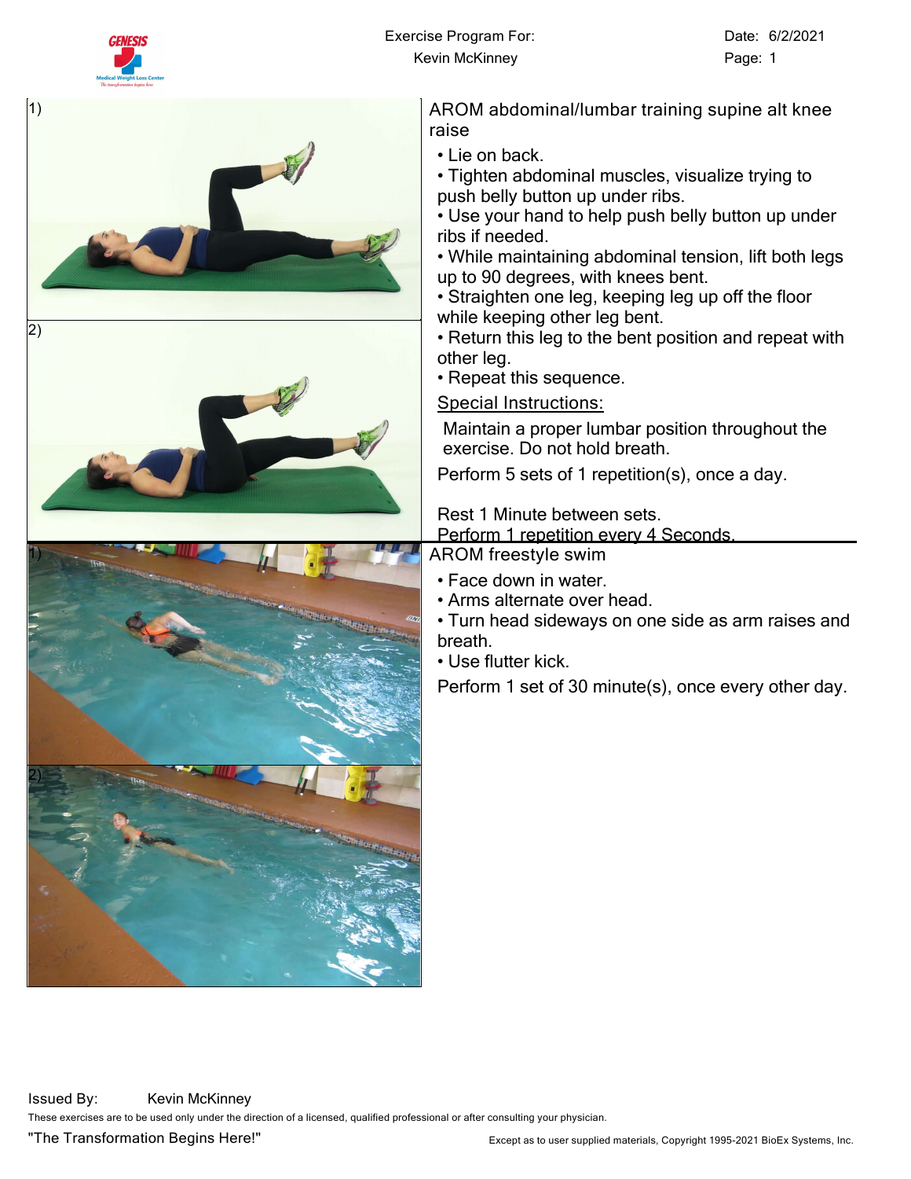Exercise Program For:
Kevin McKinney

Date: 6/2/2021

## AROM abdominal/lumbar training supine alt knee raise

1)

2)

- Lie on back.
- Tighten abdominal muscles, visualize trying to push belly button up under ribs.
- Use your hand to help push belly button up under ribs if needed.
- While maintaining abdominal tension, lift both legs up to 90 degrees, with knees bent.
- Straighten one leg, keeping leg up off the floor while keeping other leg bent.
- Return this leg to the bent position and repeat with other leg.
- Repeat this sequence.

Special Instructions:

Maintain a proper lumbar position throughout the exercise. Do not hold breath.

Perform 5 sets of 1 repetition(s), once a day.

Rest 1 Minute between sets.

Perform 1 repetition every 4 Seconds.

## AROM freestyle swim

1)

2)

- Face down in water.
- Arms alternate over head.
- Turn head sideways on one side as arm raises and breath.
- Use flutter kick.

Perform 1 set of 30 minute(s), once every other day.

Issued By: Kevin McKinney

These exercises are to be used only under the direction of a licensed, qualified professional or after consulting your physician.

"The Transformation Begins Here!"

Except as to user supplied materials, Copyright 1995-2021 BioEx Systems, Inc.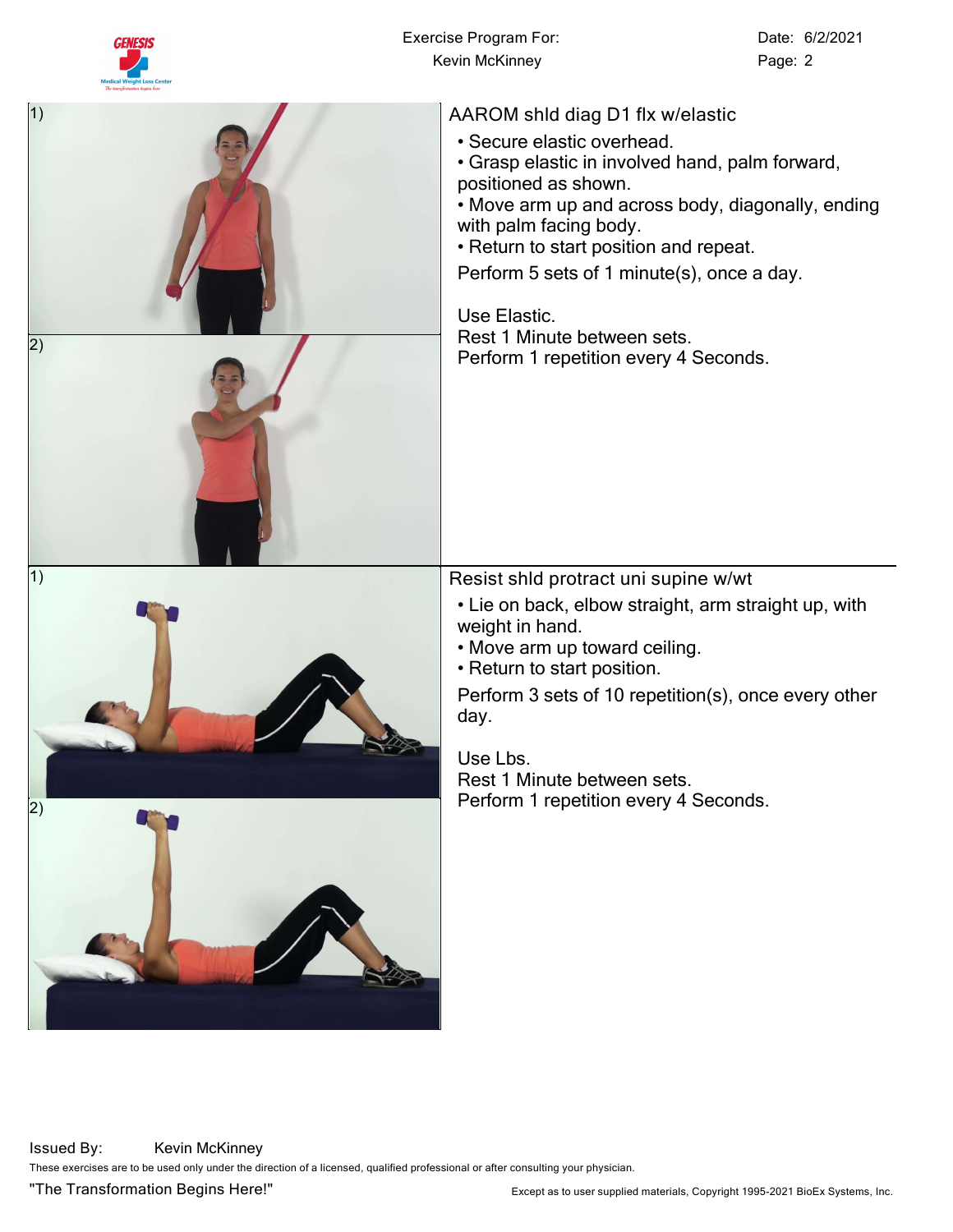## AAROM shld diag D1 flx w/elastic

1)

2)

- Secure elastic overhead.
- Grasp elastic in involved hand, palm forward, positioned as shown.
- Move arm up and across body, diagonally, ending with palm facing body.
- Return to start position and repeat.

Perform 5 sets of 1 minute(s), once a day.

Use Elastic.
Rest 1 Minute between sets.
Perform 1 repetition every 4 Seconds.

## Resist shld protract uni supine w/wt

1)

2)

- Lie on back, elbow straight, arm straight up, with weight in hand.
- Move arm up toward ceiling.
- Return to start position.

Perform 3 sets of 10 repetition(s), once every other day.

Use Lbs.
Rest 1 Minute between sets.
Perform 1 repetition every 4 Seconds.

Issued By: Kevin McKinney

These exercises are to be used only under the direction of a licensed, qualified professional or after consulting your physician.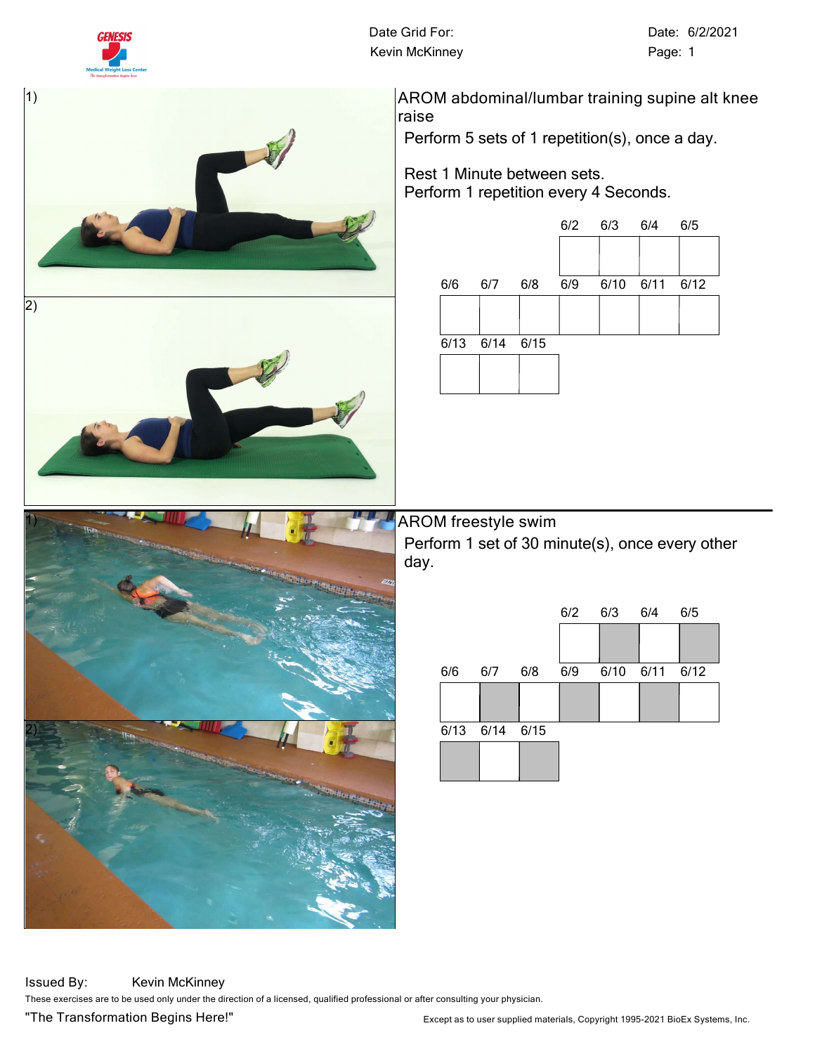Date Grid For:
Kevin McKinney

Date: 6/2/2021
Page: 1

## AROM abdominal/lumbar training supine alt knee raise

Perform 5 sets of 1 repetition(s), once a day.

Rest 1 Minute between sets.
Perform 1 repetition every 4 Seconds.

| 6/2 | 6/3 | 6/4 | 6/5 |
|---|---|---|---|
| | | | |

| 6/6 | 6/7 | 6/8 | 6/9 | 6/10 | 6/11 | 6/12 |
|---|---|---|---|---|---|---|
| | | | | | | |

| 6/13 | 6/14 | 6/15 |
|---|---|---|
| | | |

## AROM freestyle swim

Perform 1 set of 30 minute(s), once every other day.

| 6/2 | 6/3 | 6/4 | 6/5 |
|---|---|---|---|
| | | | |

| 6/6 | 6/7 | 6/8 | 6/9 | 6/10 | 6/11 | 6/12 |
|---|---|---|---|---|---|---|
| | | | | | | |

| 6/13 | 6/14 | 6/15 |
|---|---|---|
| | | |

Issued By: Kevin McKinney

These exercises are to be used only under the direction of a licensed, qualified professional or after consulting your physician.

"The Transformation Begins Here!"

Except as to user supplied materials, Copyright 1995-2021 BioEx Systems, Inc.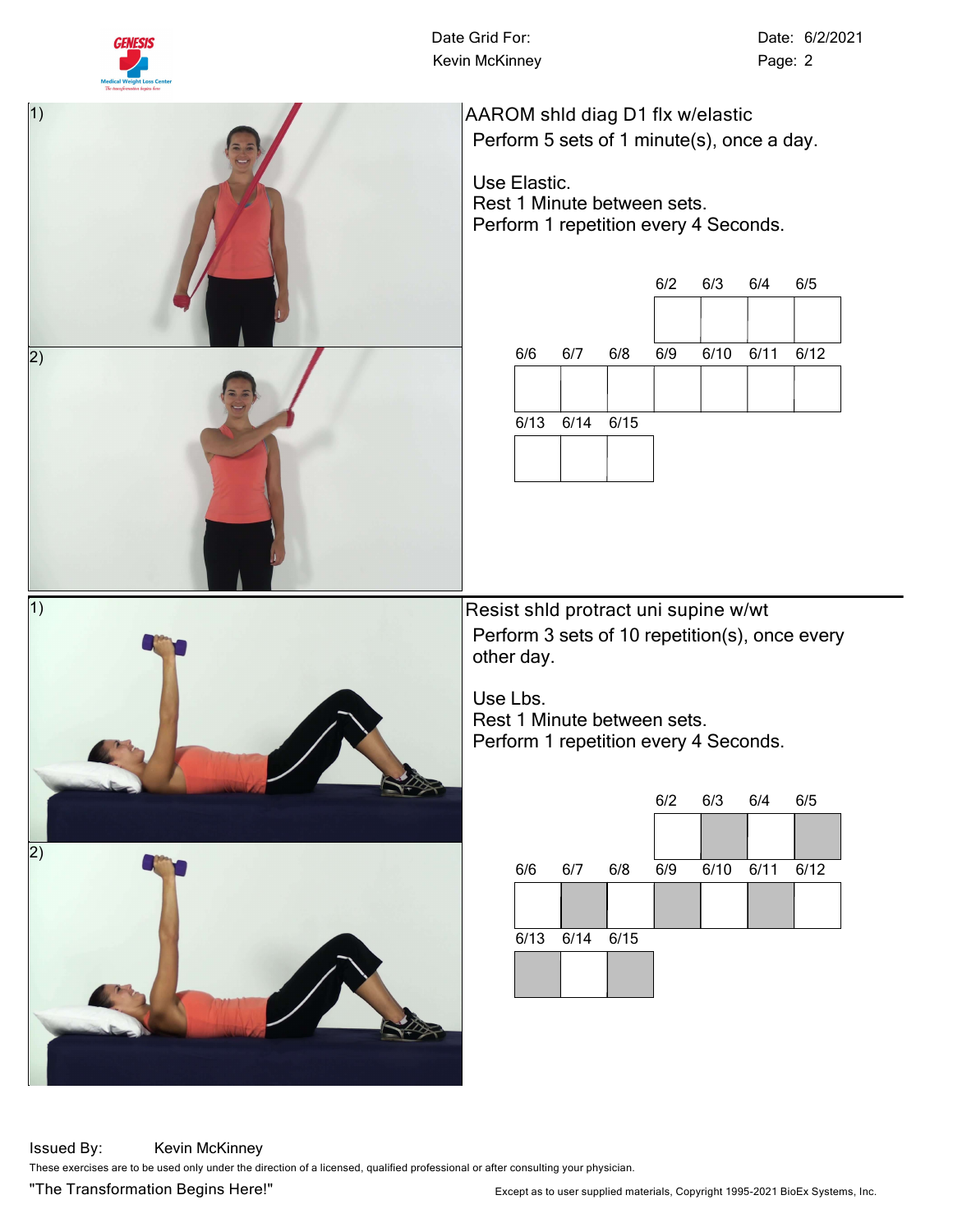Date Grid For: Kevin McKinney

Date: 6/2/2021

Page: 2

1)

2)

## AAROM shld diag D1 flx w/elastic

Perform 5 sets of 1 minute(s), once a day.

Use Elastic.
Rest 1 Minute between sets.
Perform 1 repetition every 4 Seconds.

| | | | 6/2 | 6/3 | 6/4 | 6/5 |
|---|---|---|---|---|---|---|
| 6/6 | 6/7 | 6/8 | 6/9 | 6/10 | 6/11 | 6/12 |
| 6/13 | 6/14 | 6/15 | | | | |

1)

2)

## Resist shld protract uni supine w/wt

Perform 3 sets of 10 repetition(s), once every other day.

Use Lbs.
Rest 1 Minute between sets.
Perform 1 repetition every 4 Seconds.

| | | | 6/2 | 6/3 | 6/4 | 6/5 |
|---|---|---|---|---|---|---|
| 6/6 | 6/7 | 6/8 | 6/9 | 6/10 | 6/11 | 6/12 |
| 6/13 | 6/14 | 6/15 | | | | |

Issued By: Kevin McKinney

These exercises are to be used only under the direction of a licensed, qualified professional or after consulting your physician.

"The Transformation Begins Here!"

Except as to user supplied materials, Copyright 1995-2021 BioEx Systems, Inc.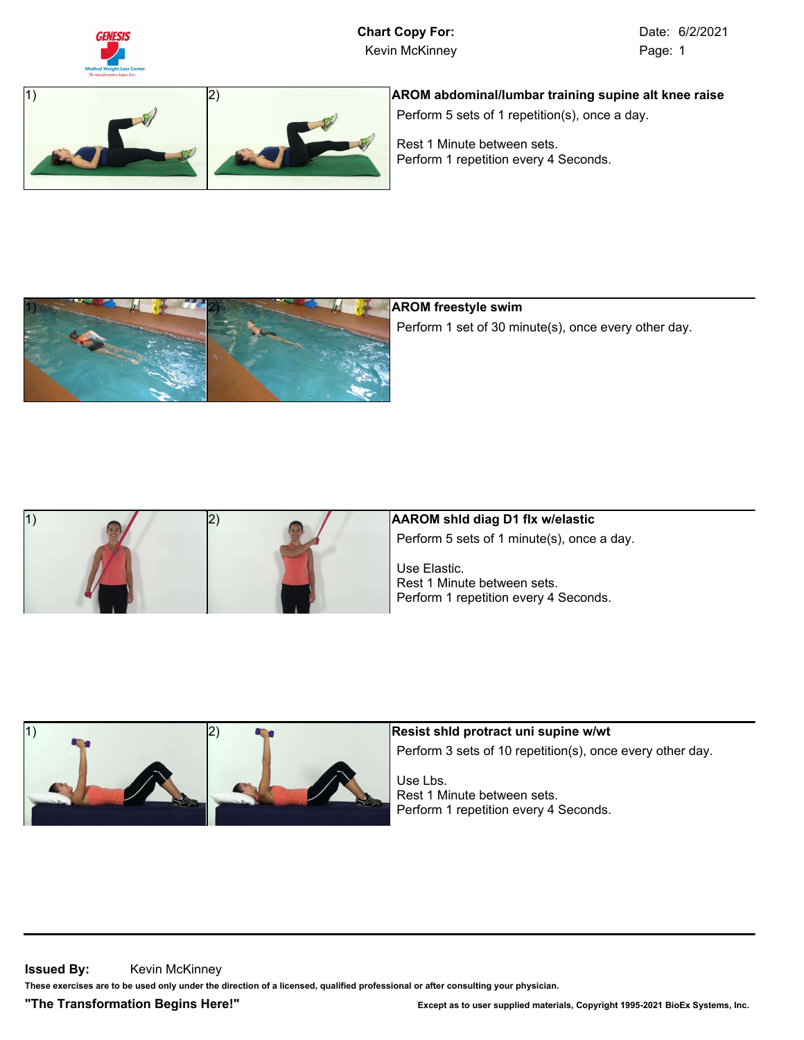Chart Copy For: Kevin McKinney

Date: 6/2/2021

### AROM abdominal/lumbar training supine alt knee raise

Perform 5 sets of 1 repetition(s), once a day.

Rest 1 Minute between sets.
Perform 1 repetition every 4 Seconds.

### AROM freestyle swim

Perform 1 set of 30 minute(s), once every other day.

### AAROM shld diag D1 flx w/elastic

Perform 5 sets of 1 minute(s), once a day.

Use Elastic.
Rest 1 Minute between sets.
Perform 1 repetition every 4 Seconds.

### Resist shld protract uni supine w/wt

Perform 3 sets of 10 repetition(s), once every other day.

Use Lbs.
Rest 1 Minute between sets.
Perform 1 repetition every 4 Seconds.

---

**Issued By:** Kevin McKinney

**These exercises are to be used only under the direction of a licensed, qualified professional or after consulting your physician.**

**"The Transformation Begins Here!"**

**Except as to user supplied materials, Copyright 1995-2021 BioEx Systems, Inc.**